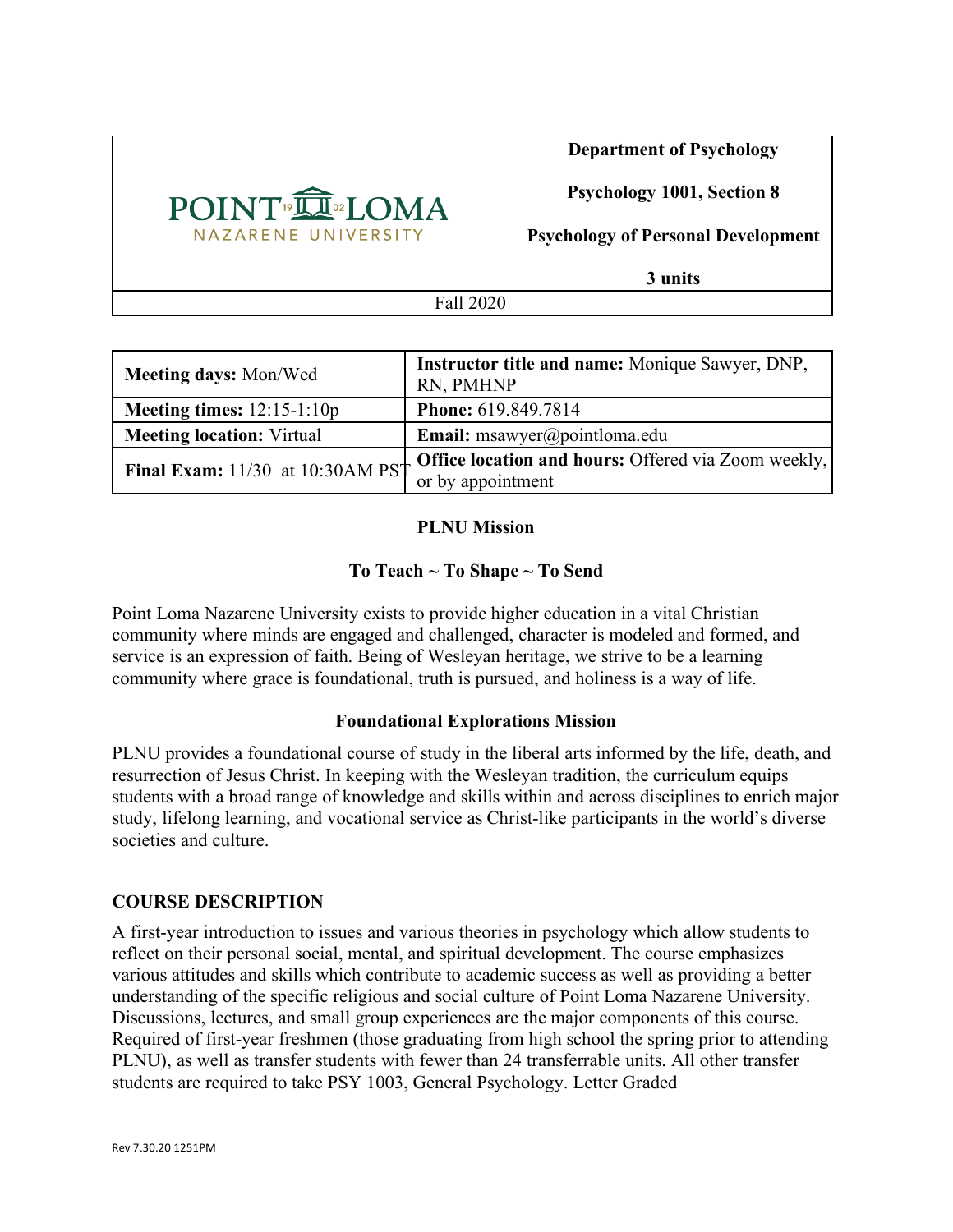| POINT LOMA NAZARENE UNIVERSITY | **Department of Psychology**<br><br>**Psychology 1001, Section 8**<br><br>**Psychology of Personal Development**<br><br>**3 units** |
|---|---|
| Fall 2020 | |

| **Meeting days:** Mon/Wed | **Instructor title and name:** Monique Sawyer, DNP, RN, PMHNP |
|---|---|
| **Meeting times:** 12:15-1:10p | **Phone:** 619.849.7814 |
| **Meeting location:** Virtual | **Email:** msawyer@pointloma.edu |
| **Final Exam:** 11/30 at 10:30AM PST | **Office location and hours:** Offered via Zoom weekly, or by appointment |

**PLNU Mission**

**To Teach ~ To Shape ~ To Send**

Point Loma Nazarene University exists to provide higher education in a vital Christian community where minds are engaged and challenged, character is modeled and formed, and service is an expression of faith. Being of Wesleyan heritage, we strive to be a learning community where grace is foundational, truth is pursued, and holiness is a way of life.

**Foundational Explorations Mission**

PLNU provides a foundational course of study in the liberal arts informed by the life, death, and resurrection of Jesus Christ. In keeping with the Wesleyan tradition, the curriculum equips students with a broad range of knowledge and skills within and across disciplines to enrich major study, lifelong learning, and vocational service as Christ-like participants in the world's diverse societies and culture.

## COURSE DESCRIPTION

A first-year introduction to issues and various theories in psychology which allow students to reflect on their personal social, mental, and spiritual development. The course emphasizes various attitudes and skills which contribute to academic success as well as providing a better understanding of the specific religious and social culture of Point Loma Nazarene University. Discussions, lectures, and small group experiences are the major components of this course. Required of first-year freshmen (those graduating from high school the spring prior to attending PLNU), as well as transfer students with fewer than 24 transferrable units. All other transfer students are required to take PSY 1003, General Psychology. Letter Graded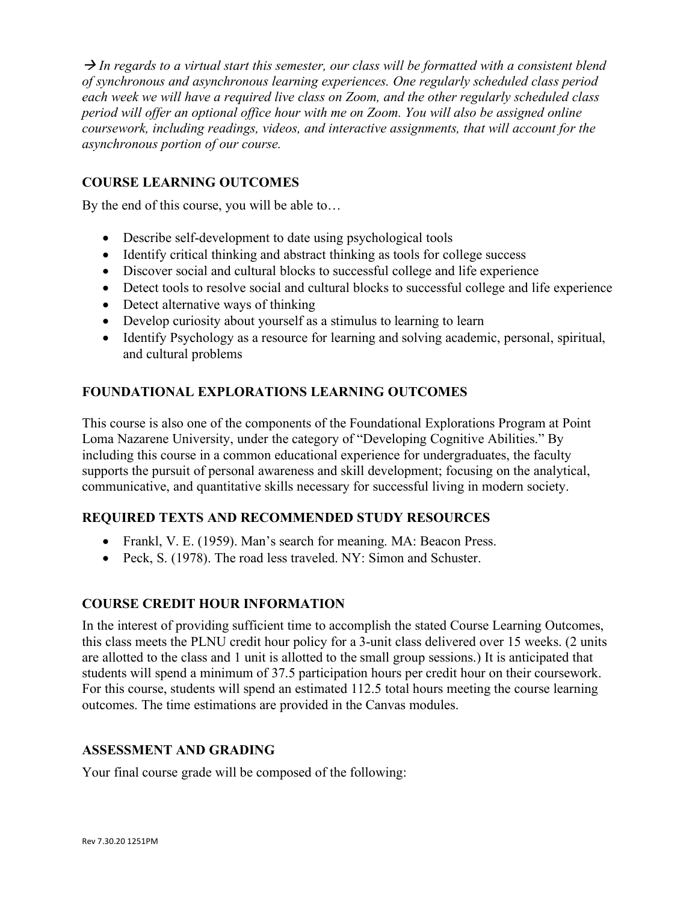→ *In regards to a virtual start this semester, our class will be formatted with a consistent blend of synchronous and asynchronous learning experiences. One regularly scheduled class period each week we will have a required live class on Zoom, and the other regularly scheduled class period will offer an optional office hour with me on Zoom. You will also be assigned online coursework, including readings, videos, and interactive assignments, that will account for the asynchronous portion of our course.*

## COURSE LEARNING OUTCOMES

By the end of this course, you will be able to…

- Describe self-development to date using psychological tools
- Identify critical thinking and abstract thinking as tools for college success
- Discover social and cultural blocks to successful college and life experience
- Detect tools to resolve social and cultural blocks to successful college and life experience
- Detect alternative ways of thinking
- Develop curiosity about yourself as a stimulus to learning to learn
- Identify Psychology as a resource for learning and solving academic, personal, spiritual, and cultural problems

## FOUNDATIONAL EXPLORATIONS LEARNING OUTCOMES

This course is also one of the components of the Foundational Explorations Program at Point Loma Nazarene University, under the category of "Developing Cognitive Abilities." By including this course in a common educational experience for undergraduates, the faculty supports the pursuit of personal awareness and skill development; focusing on the analytical, communicative, and quantitative skills necessary for successful living in modern society.

## REQUIRED TEXTS AND RECOMMENDED STUDY RESOURCES

- Frankl, V. E. (1959). Man's search for meaning. MA: Beacon Press.
- Peck, S. (1978). The road less traveled. NY: Simon and Schuster.

## COURSE CREDIT HOUR INFORMATION

In the interest of providing sufficient time to accomplish the stated Course Learning Outcomes, this class meets the PLNU credit hour policy for a 3-unit class delivered over 15 weeks. (2 units are allotted to the class and 1 unit is allotted to the small group sessions.) It is anticipated that students will spend a minimum of 37.5 participation hours per credit hour on their coursework. For this course, students will spend an estimated 112.5 total hours meeting the course learning outcomes. The time estimations are provided in the Canvas modules.

## ASSESSMENT AND GRADING

Your final course grade will be composed of the following: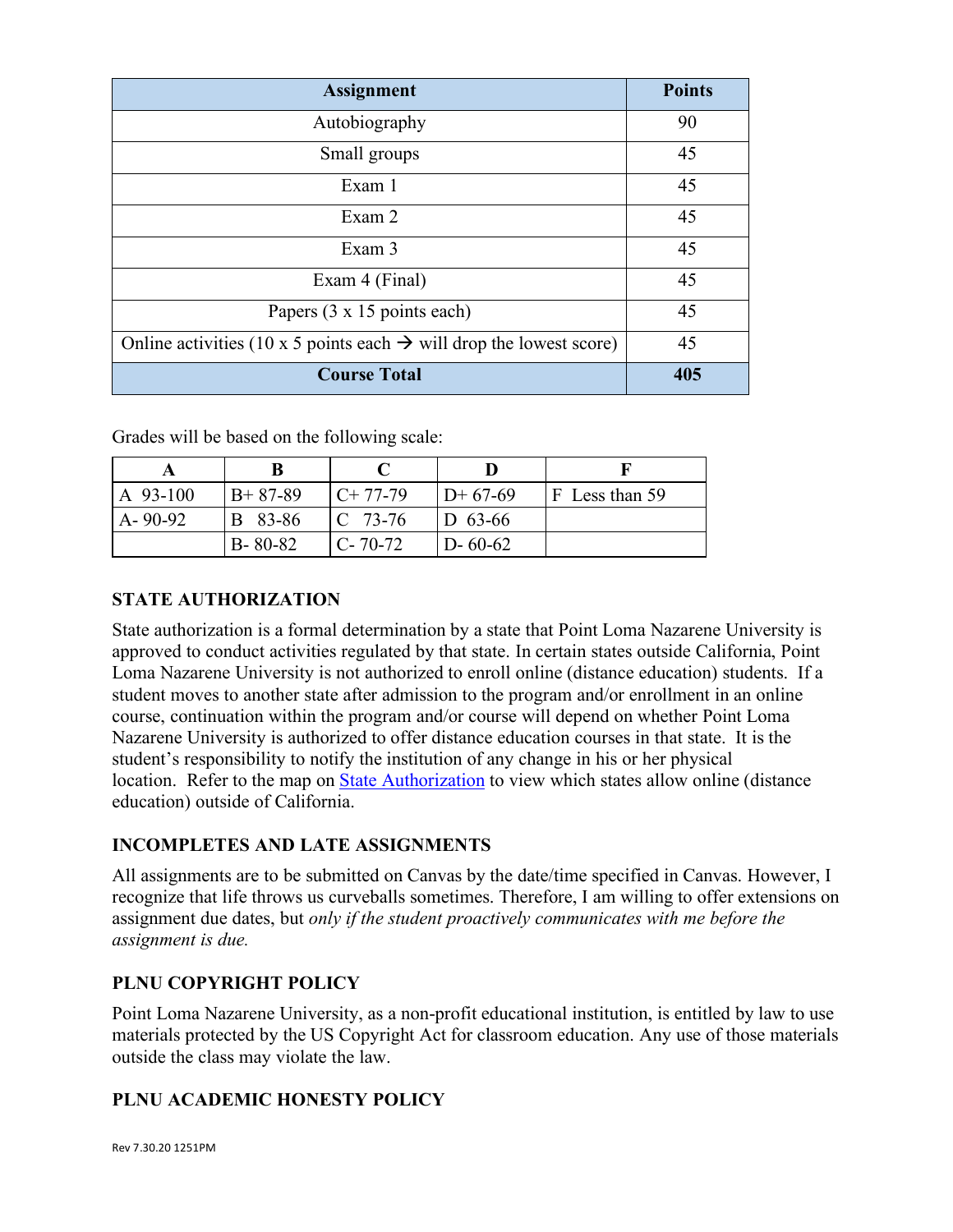| Assignment | Points |
|---|---|
| Autobiography | 90 |
| Small groups | 45 |
| Exam 1 | 45 |
| Exam 2 | 45 |
| Exam 3 | 45 |
| Exam 4 (Final) | 45 |
| Papers (3 x 15 points each) | 45 |
| Online activities (10 x 5 points each → will drop the lowest score) | 45 |
| **Course Total** | **405** |

Grades will be based on the following scale:

| A | B | C | D | F |
|---|---|---|---|---|
| A 93-100 | B+ 87-89 | C+ 77-79 | D+ 67-69 | F Less than 59 |
| A- 90-92 | B 83-86 | C 73-76 | D 63-66 | |
| | B- 80-82 | C- 70-72 | D- 60-62 | |

### STATE AUTHORIZATION

State authorization is a formal determination by a state that Point Loma Nazarene University is approved to conduct activities regulated by that state. In certain states outside California, Point Loma Nazarene University is not authorized to enroll online (distance education) students. If a student moves to another state after admission to the program and/or enrollment in an online course, continuation within the program and/or course will depend on whether Point Loma Nazarene University is authorized to offer distance education courses in that state. It is the student's responsibility to notify the institution of any change in his or her physical location. Refer to the map on [State Authorization] to view which states allow online (distance education) outside of California.

### INCOMPLETES AND LATE ASSIGNMENTS

All assignments are to be submitted on Canvas by the date/time specified in Canvas. However, I recognize that life throws us curveballs sometimes. Therefore, I am willing to offer extensions on assignment due dates, but *only if the student proactively communicates with me before the assignment is due.*

### PLNU COPYRIGHT POLICY

Point Loma Nazarene University, as a non-profit educational institution, is entitled by law to use materials protected by the US Copyright Act for classroom education. Any use of those materials outside the class may violate the law.

### PLNU ACADEMIC HONESTY POLICY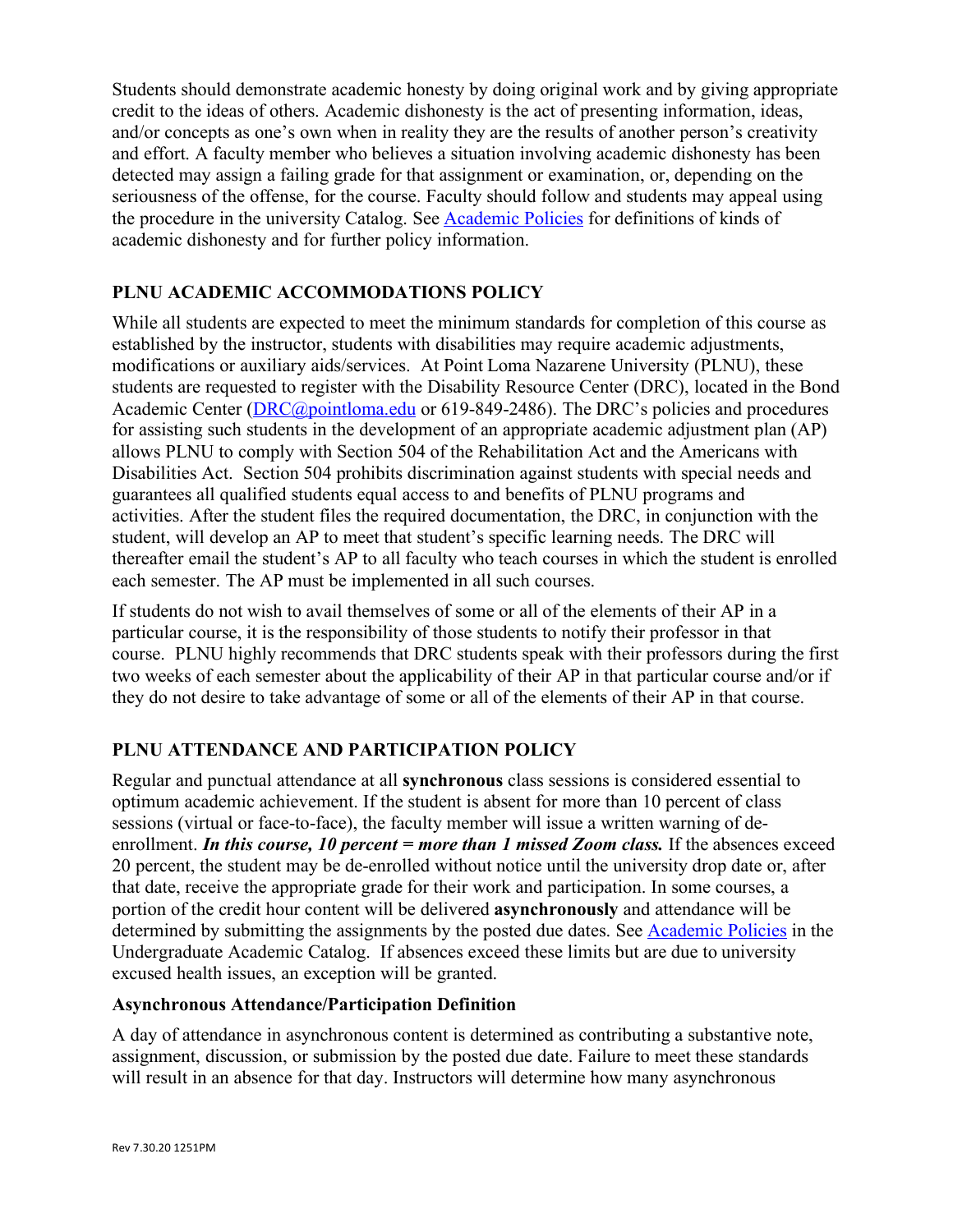Students should demonstrate academic honesty by doing original work and by giving appropriate credit to the ideas of others. Academic dishonesty is the act of presenting information, ideas, and/or concepts as one's own when in reality they are the results of another person's creativity and effort. A faculty member who believes a situation involving academic dishonesty has been detected may assign a failing grade for that assignment or examination, or, depending on the seriousness of the offense, for the course. Faculty should follow and students may appeal using the procedure in the university Catalog. See [Academic Policies] for definitions of kinds of academic dishonesty and for further policy information.

## PLNU ACADEMIC ACCOMMODATIONS POLICY

While all students are expected to meet the minimum standards for completion of this course as established by the instructor, students with disabilities may require academic adjustments, modifications or auxiliary aids/services. At Point Loma Nazarene University (PLNU), these students are requested to register with the Disability Resource Center (DRC), located in the Bond Academic Center (DRC@pointloma.edu or 619-849-2486). The DRC's policies and procedures for assisting such students in the development of an appropriate academic adjustment plan (AP) allows PLNU to comply with Section 504 of the Rehabilitation Act and the Americans with Disabilities Act. Section 504 prohibits discrimination against students with special needs and guarantees all qualified students equal access to and benefits of PLNU programs and activities. After the student files the required documentation, the DRC, in conjunction with the student, will develop an AP to meet that student's specific learning needs. The DRC will thereafter email the student's AP to all faculty who teach courses in which the student is enrolled each semester. The AP must be implemented in all such courses.

If students do not wish to avail themselves of some or all of the elements of their AP in a particular course, it is the responsibility of those students to notify their professor in that course. PLNU highly recommends that DRC students speak with their professors during the first two weeks of each semester about the applicability of their AP in that particular course and/or if they do not desire to take advantage of some or all of the elements of their AP in that course.

## PLNU ATTENDANCE AND PARTICIPATION POLICY

Regular and punctual attendance at all **synchronous** class sessions is considered essential to optimum academic achievement. If the student is absent for more than 10 percent of class sessions (virtual or face-to-face), the faculty member will issue a written warning of de-enrollment. ***In this course, 10 percent = more than 1 missed Zoom class.*** If the absences exceed 20 percent, the student may be de-enrolled without notice until the university drop date or, after that date, receive the appropriate grade for their work and participation. In some courses, a portion of the credit hour content will be delivered **asynchronously** and attendance will be determined by submitting the assignments by the posted due dates. See [Academic Policies] in the Undergraduate Academic Catalog. If absences exceed these limits but are due to university excused health issues, an exception will be granted.

### Asynchronous Attendance/Participation Definition

A day of attendance in asynchronous content is determined as contributing a substantive note, assignment, discussion, or submission by the posted due date. Failure to meet these standards will result in an absence for that day. Instructors will determine how many asynchronous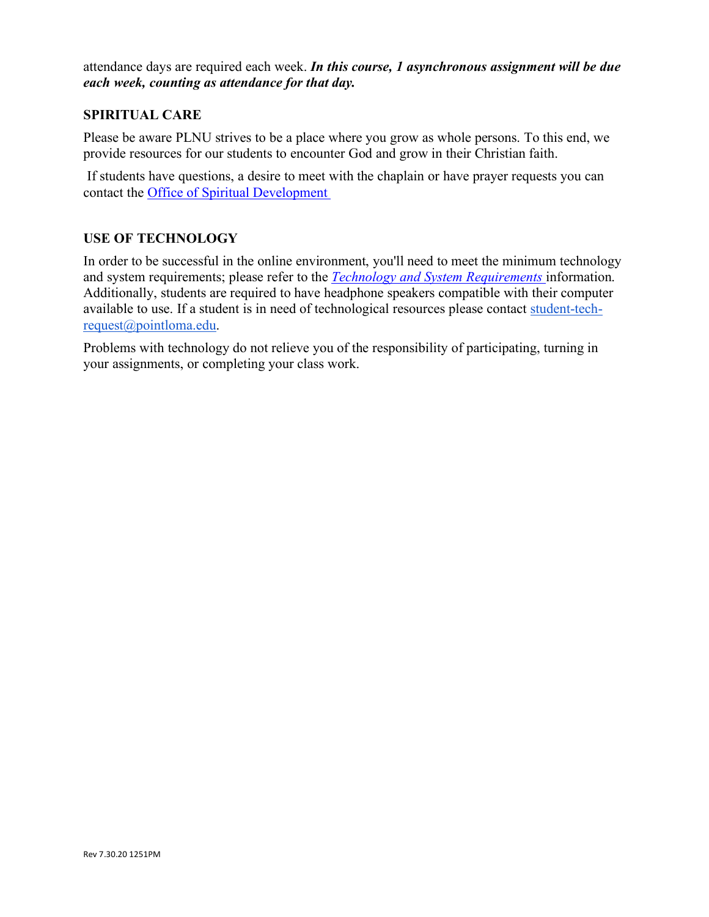attendance days are required each week. ***In this course, 1 asynchronous assignment will be due each week, counting as attendance for that day.***

### SPIRITUAL CARE

Please be aware PLNU strives to be a place where you grow as whole persons. To this end, we provide resources for our students to encounter God and grow in their Christian faith.

If students have questions, a desire to meet with the chaplain or have prayer requests you can contact the Office of Spiritual Development

### USE OF TECHNOLOGY

In order to be successful in the online environment, you'll need to meet the minimum technology and system requirements; please refer to the *Technology and System Requirements* information. Additionally, students are required to have headphone speakers compatible with their computer available to use. If a student is in need of technological resources please contact student-tech-request@pointloma.edu.

Problems with technology do not relieve you of the responsibility of participating, turning in your assignments, or completing your class work.

Rev 7.30.20 1251PM